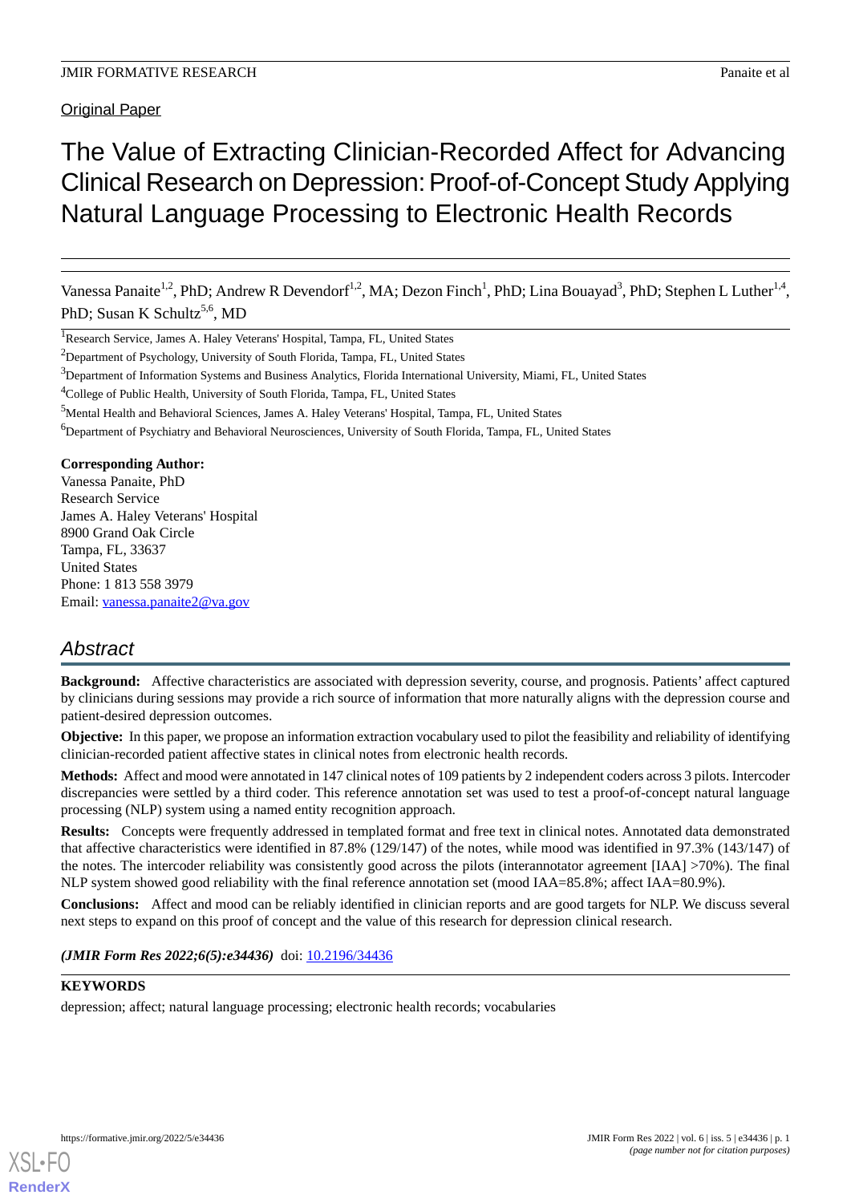Original Paper

# The Value of Extracting Clinician-Recorded Affect for Advancing Clinical Research on Depression: Proof-of-Concept Study Applying Natural Language Processing to Electronic Health Records

Vanessa Panaite[1,2], PhD; Andrew R Devendorf[1,2], MA; Dezon Finch[1], PhD; Lina Bouayad[3], PhD; Stephen L Luther[1,4], PhD; Susan K Schultz[5,6], MD

[1]Research Service, James A. Haley Veterans' Hospital, Tampa, FL, United States

[2]Department of Psychology, University of South Florida, Tampa, FL, United States

[3]Department of Information Systems and Business Analytics, Florida International University, Miami, FL, United States

[4]College of Public Health, University of South Florida, Tampa, FL, United States

[5]Mental Health and Behavioral Sciences, James A. Haley Veterans' Hospital, Tampa, FL, United States

[6]Department of Psychiatry and Behavioral Neurosciences, University of South Florida, Tampa, FL, United States

**Corresponding Author:**
Vanessa Panaite, PhD
Research Service
James A. Haley Veterans' Hospital
8900 Grand Oak Circle
Tampa, FL, 33637
United States
Phone: 1 813 558 3979
Email: vanessa.panaite2@va.gov

## Abstract

**Background:** Affective characteristics are associated with depression severity, course, and prognosis. Patients' affect captured by clinicians during sessions may provide a rich source of information that more naturally aligns with the depression course and patient-desired depression outcomes.

**Objective:** In this paper, we propose an information extraction vocabulary used to pilot the feasibility and reliability of identifying clinician-recorded patient affective states in clinical notes from electronic health records.

**Methods:** Affect and mood were annotated in 147 clinical notes of 109 patients by 2 independent coders across 3 pilots. Intercoder discrepancies were settled by a third coder. This reference annotation set was used to test a proof-of-concept natural language processing (NLP) system using a named entity recognition approach.

**Results:** Concepts were frequently addressed in templated format and free text in clinical notes. Annotated data demonstrated that affective characteristics were identified in 87.8% (129/147) of the notes, while mood was identified in 97.3% (143/147) of the notes. The intercoder reliability was consistently good across the pilots (interannotator agreement [IAA] >70%). The final NLP system showed good reliability with the final reference annotation set (mood IAA=85.8%; affect IAA=80.9%).

**Conclusions:** Affect and mood can be reliably identified in clinician reports and are good targets for NLP. We discuss several next steps to expand on this proof of concept and the value of this research for depression clinical research.

***(JMIR Form Res 2022;6(5):e34436)*** doi: 10.2196/34436

**KEYWORDS**

depression; affect; natural language processing; electronic health records; vocabularies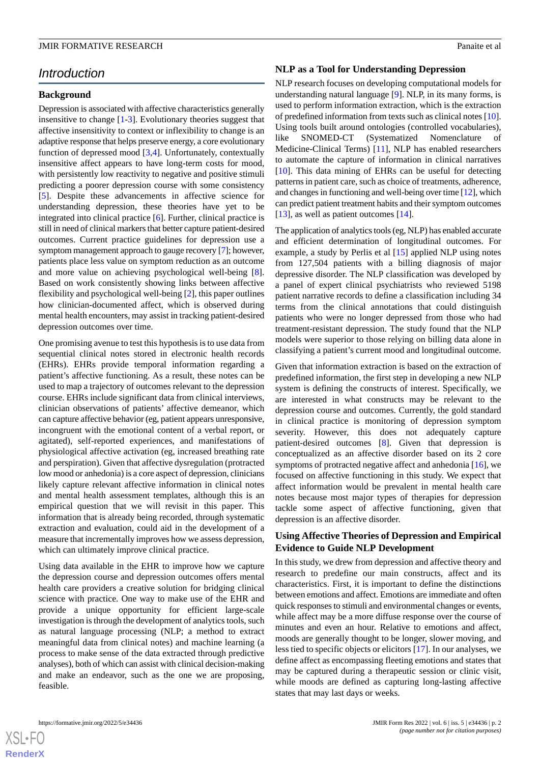## Introduction

### Background

Depression is associated with affective characteristics generally insensitive to change [1-3]. Evolutionary theories suggest that affective insensitivity to context or inflexibility to change is an adaptive response that helps preserve energy, a core evolutionary function of depressed mood [3,4]. Unfortunately, contextually insensitive affect appears to have long-term costs for mood, with persistently low reactivity to negative and positive stimuli predicting a poorer depression course with some consistency [5]. Despite these advancements in affective science for understanding depression, these theories have yet to be integrated into clinical practice [6]. Further, clinical practice is still in need of clinical markers that better capture patient-desired outcomes. Current practice guidelines for depression use a symptom management approach to gauge recovery [7]; however, patients place less value on symptom reduction as an outcome and more value on achieving psychological well-being [8]. Based on work consistently showing links between affective flexibility and psychological well-being [2], this paper outlines how clinician-documented affect, which is observed during mental health encounters, may assist in tracking patient-desired depression outcomes over time.

One promising avenue to test this hypothesis is to use data from sequential clinical notes stored in electronic health records (EHRs). EHRs provide temporal information regarding a patient's affective functioning. As a result, these notes can be used to map a trajectory of outcomes relevant to the depression course. EHRs include significant data from clinical interviews, clinician observations of patients' affective demeanor, which can capture affective behavior (eg, patient appears unresponsive, incongruent with the emotional content of a verbal report, or agitated), self-reported experiences, and manifestations of physiological affective activation (eg, increased breathing rate and perspiration). Given that affective dysregulation (protracted low mood or anhedonia) is a core aspect of depression, clinicians likely capture relevant affective information in clinical notes and mental health assessment templates, although this is an empirical question that we will revisit in this paper. This information that is already being recorded, through systematic extraction and evaluation, could aid in the development of a measure that incrementally improves how we assess depression, which can ultimately improve clinical practice.

Using data available in the EHR to improve how we capture the depression course and depression outcomes offers mental health care providers a creative solution for bridging clinical science with practice. One way to make use of the EHR and provide a unique opportunity for efficient large-scale investigation is through the development of analytics tools, such as natural language processing (NLP; a method to extract meaningful data from clinical notes) and machine learning (a process to make sense of the data extracted through predictive analyses), both of which can assist with clinical decision-making and make an endeavor, such as the one we are proposing, feasible.

### NLP as a Tool for Understanding Depression

NLP research focuses on developing computational models for understanding natural language [9]. NLP, in its many forms, is used to perform information extraction, which is the extraction of predefined information from texts such as clinical notes [10]. Using tools built around ontologies (controlled vocabularies), like SNOMED-CT (Systematized Nomenclature of Medicine-Clinical Terms) [11], NLP has enabled researchers to automate the capture of information in clinical narratives [10]. This data mining of EHRs can be useful for detecting patterns in patient care, such as choice of treatments, adherence, and changes in functioning and well-being over time [12], which can predict patient treatment habits and their symptom outcomes [13], as well as patient outcomes [14].

The application of analytics tools (eg, NLP) has enabled accurate and efficient determination of longitudinal outcomes. For example, a study by Perlis et al [15] applied NLP using notes from 127,504 patients with a billing diagnosis of major depressive disorder. The NLP classification was developed by a panel of expert clinical psychiatrists who reviewed 5198 patient narrative records to define a classification including 34 terms from the clinical annotations that could distinguish patients who were no longer depressed from those who had treatment-resistant depression. The study found that the NLP models were superior to those relying on billing data alone in classifying a patient's current mood and longitudinal outcome.

Given that information extraction is based on the extraction of predefined information, the first step in developing a new NLP system is defining the constructs of interest. Specifically, we are interested in what constructs may be relevant to the depression course and outcomes. Currently, the gold standard in clinical practice is monitoring of depression symptom severity. However, this does not adequately capture patient-desired outcomes [8]. Given that depression is conceptualized as an affective disorder based on its 2 core symptoms of protracted negative affect and anhedonia [16], we focused on affective functioning in this study. We expect that affect information would be prevalent in mental health care notes because most major types of therapies for depression tackle some aspect of affective functioning, given that depression is an affective disorder.

### Using Affective Theories of Depression and Empirical Evidence to Guide NLP Development

In this study, we drew from depression and affective theory and research to predefine our main constructs, affect and its characteristics. First, it is important to define the distinctions between emotions and affect. Emotions are immediate and often quick responses to stimuli and environmental changes or events, while affect may be a more diffuse response over the course of minutes and even an hour. Relative to emotions and affect, moods are generally thought to be longer, slower moving, and less tied to specific objects or elicitors [17]. In our analyses, we define affect as encompassing fleeting emotions and states that may be captured during a therapeutic session or clinic visit, while moods are defined as capturing long-lasting affective states that may last days or weeks.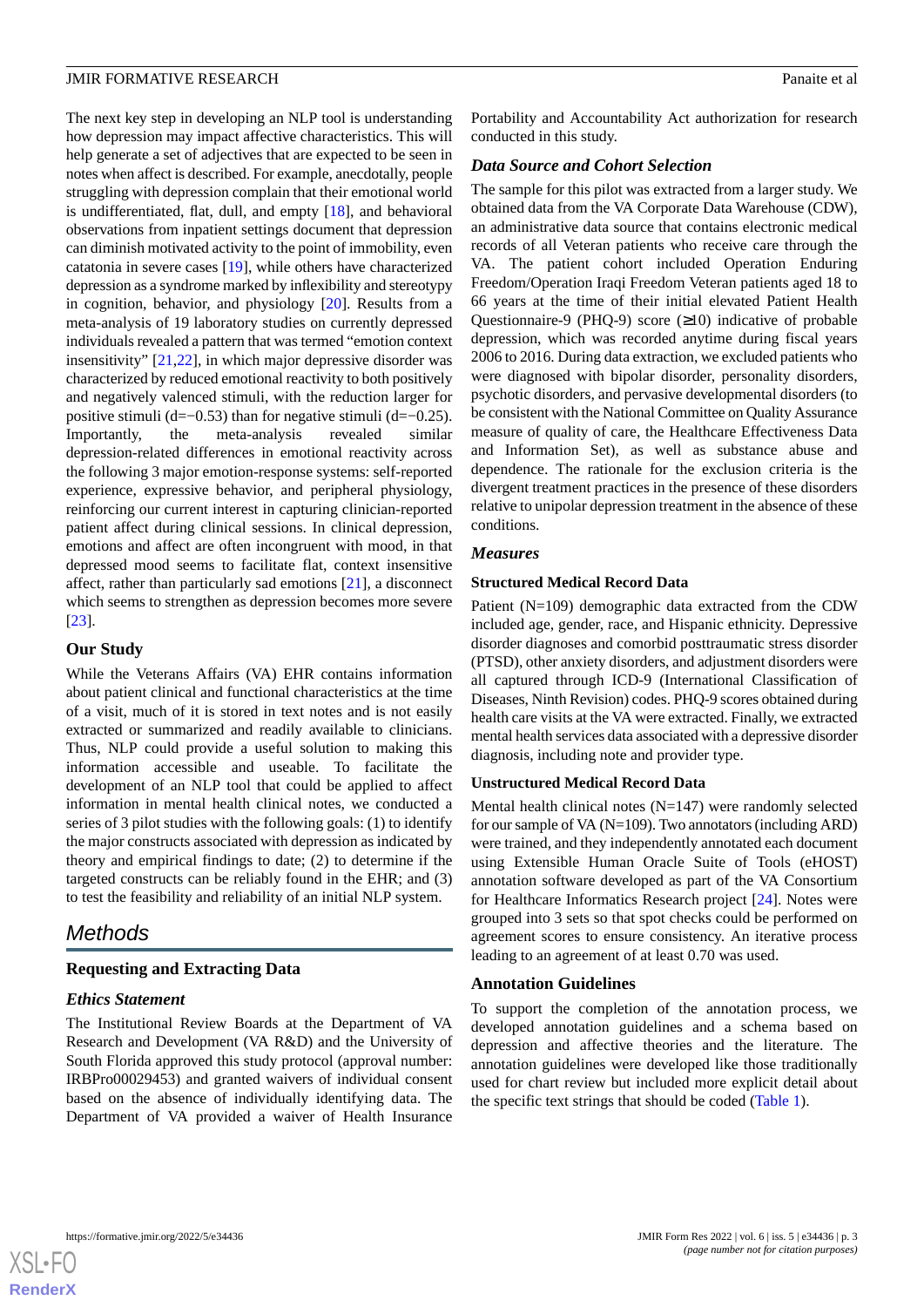The next key step in developing an NLP tool is understanding how depression may impact affective characteristics. This will help generate a set of adjectives that are expected to be seen in notes when affect is described. For example, anecdotally, people struggling with depression complain that their emotional world is undifferentiated, flat, dull, and empty [18], and behavioral observations from inpatient settings document that depression can diminish motivated activity to the point of immobility, even catatonia in severe cases [19], while others have characterized depression as a syndrome marked by inflexibility and stereotypy in cognition, behavior, and physiology [20]. Results from a meta-analysis of 19 laboratory studies on currently depressed individuals revealed a pattern that was termed "emotion context insensitivity" [21,22], in which major depressive disorder was characterized by reduced emotional reactivity to both positively and negatively valenced stimuli, with the reduction larger for positive stimuli (d=−0.53) than for negative stimuli (d=−0.25). Importantly, the meta-analysis revealed similar depression-related differences in emotional reactivity across the following 3 major emotion-response systems: self-reported experience, expressive behavior, and peripheral physiology, reinforcing our current interest in capturing clinician-reported patient affect during clinical sessions. In clinical depression, emotions and affect are often incongruent with mood, in that depressed mood seems to facilitate flat, context insensitive affect, rather than particularly sad emotions [21], a disconnect which seems to strengthen as depression becomes more severe [23].

### Our Study

While the Veterans Affairs (VA) EHR contains information about patient clinical and functional characteristics at the time of a visit, much of it is stored in text notes and is not easily extracted or summarized and readily available to clinicians. Thus, NLP could provide a useful solution to making this information accessible and useable. To facilitate the development of an NLP tool that could be applied to relevant information in mental health clinical notes, we conducted a series of 3 pilot studies with the following goals: (1) to identify the major constructs associated with depression as indicated by theory and empirical findings to date; (2) to determine if the targeted constructs can be reliably found in the EHR; and (3) to test the feasibility and reliability of an initial NLP system.

## Methods

### Requesting and Extracting Data

#### *Ethics Statement*

The Institutional Review Boards at the Department of VA Research and Development (VA R&D) and the University of South Florida approved this study protocol (approval number: IRBPro00029453) and granted waivers of individual consent based on the absence of individually identifying data. The Department of VA provided a waiver of Health Insurance Portability and Accountability Act authorization for research conducted in this study.

#### *Data Source and Cohort Selection*

The sample for this pilot was extracted from a larger study. We obtained data from the VA Corporate Data Warehouse (CDW), an administrative data source that contains electronic medical records of all Veteran patients who receive care through the VA. The patient cohort included Operation Enduring Freedom/Operation Iraqi Freedom Veteran patients aged 18 to 66 years at the time of their initial elevated Patient Health Questionnaire-9 (PHQ-9) score (≥10) indicative of probable depression, which was recorded anytime during fiscal years 2006 to 2016. During data extraction, we excluded patients who were diagnosed with bipolar disorder, personality disorders, psychotic disorders, and pervasive developmental disorders (to be consistent with the National Committee on Quality Assurance measure of quality of care, the Healthcare Effectiveness Data and Information Set), as well as substance abuse and dependence. The rationale for the exclusion criteria is the divergent treatment practices in the presence of these disorders relative to unipolar depression treatment in the absence of these conditions.

#### *Measures*

### Structured Medical Record Data

Patient (N=109) demographic data extracted from the CDW included age, gender, race, and Hispanic ethnicity. Depressive disorder diagnoses and comorbid posttraumatic stress disorder (PTSD), other anxiety disorders, and adjustment disorders were all captured through ICD-9 (International Classification of Diseases, Ninth Revision) codes. PHQ-9 scores obtained during health care visits at the VA were extracted. Finally, we extracted mental health services data associated with a depressive disorder diagnosis, including note and provider type.

### Unstructured Medical Record Data

Mental health clinical notes (N=147) were randomly selected for our sample of VA (N=109). Two annotators (including ARD) were trained, and they independently annotated each document using Extensible Human Oracle Suite of Tools (eHOST) annotation software developed as part of the VA Consortium for Healthcare Informatics Research project [24]. Notes were grouped into 3 sets so that spot checks could be performed on agreement scores to ensure consistency. An iterative process leading to an agreement of at least 0.70 was used.

### Annotation Guidelines

To support the completion of the annotation process, we developed annotation guidelines and a schema based on depression and affective theories and the literature. The annotation guidelines were developed like those traditionally used for chart review but included more explicit detail about the specific text strings that should be coded (Table 1).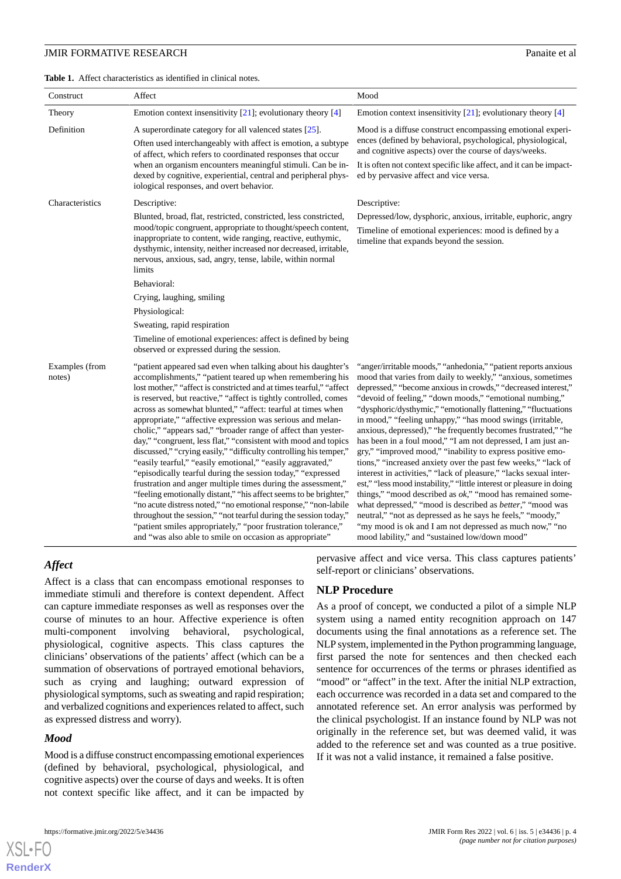**Table 1.** Affect characteristics as identified in clinical notes.

| Construct | Affect | Mood |
|---|---|---|
| Theory | Emotion context insensitivity [21]; evolutionary theory [4] | Emotion context insensitivity [21]; evolutionary theory [4] |
| Definition | A superordinate category for all valenced states [25]. Often used interchangeably with affect is emotion, a subtype of affect, which refers to coordinated responses that occur when an organism encounters meaningful stimuli. Can be indexed by cognitive, experiential, central and peripheral physiological responses, and overt behavior. | Mood is a diffuse construct encompassing emotional experiences (defined by behavioral, psychological, physiological, and cognitive aspects) over the course of days/weeks. It is often not context specific like affect, and it can be impacted by pervasive affect and vice versa. |
| Characteristics | Descriptive: Blunted, broad, flat, restricted, constricted, less constricted, mood/topic congruent, appropriate to thought/speech content, inappropriate to content, wide ranging, reactive, euthymic, dysthymic, intensity, neither increased nor decreased, irritable, nervous, anxious, sad, angry, tense, labile, within normal limits<br>Behavioral: Crying, laughing, smiling<br>Physiological: Sweating, rapid respiration<br>Timeline of emotional experiences: affect is defined by being observed or expressed during the session. | Descriptive: Depressed/low, dysphoric, anxious, irritable, euphoric, angry<br>Timeline of emotional experiences: mood is defined by a timeline that expands beyond the session. |
| Examples (from notes) | "patient appeared sad even when talking about his daughter's accomplishments," "patient teared up when remembering his lost mother," "affect is constricted and at times tearful," "affect is reserved, but reactive," "affect is tightly controlled, comes across as somewhat blunted," "affect: tearful at times when appropriate," "affective expression was serious and melancholic," "appears sad," "broader range of affect than yesterday," "congruent, less flat," "consistent with mood and topics discussed," "crying easily," "difficulty controlling his temper," "easily tearful," "easily emotional," "easily aggravated," "episodically tearful during the session today," "expressed frustration and anger multiple times during the assessment," "feeling emotionally distant," "his affect seems to be brighter," "no acute distress noted," "no emotional response," "non-labile throughout the session," "not tearful during the session today," "patient smiles appropriately," "poor frustration tolerance," and "was also able to smile on occasion as appropriate" | "anger/irritable moods," "anhedonia," "patient reports anxious mood that varies from daily to weekly," "anxious, sometimes depressed," "become anxious in crowds," "decreased interest," "devoid of feeling," "down moods," "emotional numbing," "dysphoric/dysthymic," "emotionally flattening," "fluctuations in mood," "feeling unhappy," "has mood swings (irritable, anxious, depressed)," "he frequently becomes frustrated," "he has been in a foul mood," "I am not depressed, I am just angry," "improved mood," "inability to express positive emotions," "increased anxiety over the past few weeks," "lack of interest in activities," "lack of pleasure," "lacks sexual interest," "less mood instability," "little interest or pleasure in doing things," "mood described as *ok*," "mood has remained somewhat depressed," "mood is described as *better*," "mood was neutral," "not as depressed as he says he feels," "moody," "my mood is ok and I am not depressed as much now," "no mood lability," and "sustained low/down mood" |

### *Affect*

Affect is a class that can encompass emotional responses to immediate stimuli and therefore is context dependent. Affect can capture immediate responses as well as responses over the course of minutes to an hour. Affective experience is often multi-component involving behavioral, psychological, physiological, cognitive aspects. This class captures the clinicians' observations of the patients' affect (which can be a summation of observations of portrayed emotional behaviors, such as crying and laughing; outward expression of physiological symptoms, such as sweating and rapid respiration; and verbalized cognitions and experiences related to affect, such as expressed distress and worry).

### *Mood*

Mood is a diffuse construct encompassing emotional experiences (defined by behavioral, psychological, physiological, and cognitive aspects) over the course of days and weeks. It is often not context specific like affect, and it can be impacted by pervasive affect and vice versa. This class captures patients' self-report or clinicians' observations.

## NLP Procedure

As a proof of concept, we conducted a pilot of a simple NLP system using a named entity recognition approach on 147 documents using the final annotations as a reference set. The NLP system, implemented in the Python programming language, first parsed the note for sentences and then checked each sentence for occurrences of the terms or phrases identified as "mood" or "affect" in the text. After the initial NLP extraction, each occurrence was recorded in a data set and compared to the annotated reference set. An error analysis was performed by the clinical psychologist. If an instance found by NLP was not originally in the reference set, but was deemed valid, it was added to the reference set and was counted as a true positive. If it was not a valid instance, it remained a false positive.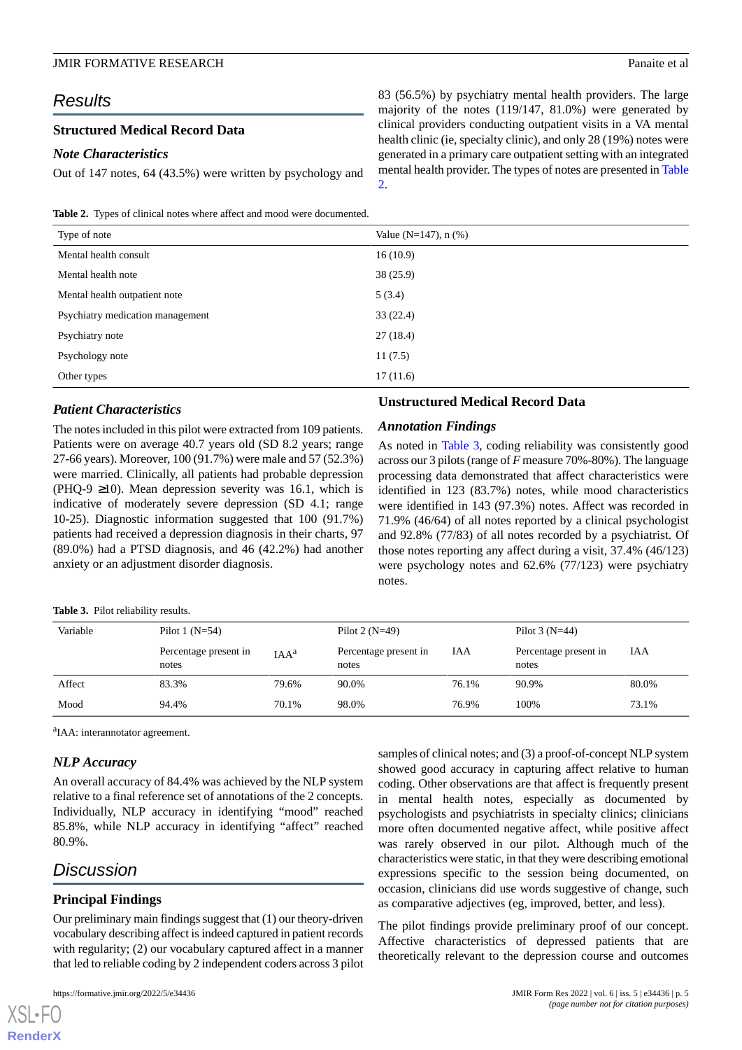## Results

### Structured Medical Record Data

#### *Note Characteristics*

Out of 147 notes, 64 (43.5%) were written by psychology and 83 (56.5%) by psychiatry mental health providers. The large majority of the notes (119/147, 81.0%) were generated by clinical providers conducting outpatient visits in a VA mental health clinic (ie, specialty clinic), and only 28 (19%) notes were generated in a primary care outpatient setting with an integrated mental health provider. The types of notes are presented in Table 2.

**Table 2.** Types of clinical notes where affect and mood were documented.

| Type of note | Value (N=147), n (%) |
|---|---|
| Mental health consult | 16 (10.9) |
| Mental health note | 38 (25.9) |
| Mental health outpatient note | 5 (3.4) |
| Psychiatry medication management | 33 (22.4) |
| Psychiatry note | 27 (18.4) |
| Psychology note | 11 (7.5) |
| Other types | 17 (11.6) |

#### *Patient Characteristics*

The notes included in this pilot were extracted from 109 patients. Patients were on average 40.7 years old (SD 8.2 years; range 27-66 years). Moreover, 100 (91.7%) were male and 57 (52.3%) were married. Clinically, all patients had probable depression (PHQ-9 ≥10). Mean depression severity was 16.1, which is indicative of moderately severe depression (SD 4.1; range 10-25). Diagnostic information suggested that 100 (91.7%) patients had received a depression diagnosis in their charts, 97 (89.0%) had a PTSD diagnosis, and 46 (42.2%) had another anxiety or an adjustment disorder diagnosis.

### Unstructured Medical Record Data

#### *Annotation Findings*

As noted in Table 3, coding reliability was consistently good across our 3 pilots (range of *F* measure 70%-80%). The language processing data demonstrated that affect characteristics were identified in 123 (83.7%) notes, while mood characteristics were identified in 143 (97.3%) notes. Affect was recorded in 71.9% (46/64) of all notes reported by a clinical psychologist and 92.8% (77/83) of all notes recorded by a psychiatrist. Of those notes reporting any affect during a visit, 37.4% (46/123) were psychology notes and 62.6% (77/123) were psychiatry notes.

**Table 3.** Pilot reliability results.

| Variable | Pilot 1 (N=54) | | Pilot 2 (N=49) | | Pilot 3 (N=44) | |
|---|---|---|---|---|---|---|
| | Percentage present in notes | IAA[a] | Percentage present in notes | IAA | Percentage present in notes | IAA |
| Affect | 83.3% | 79.6% | 90.0% | 76.1% | 90.9% | 80.0% |
| Mood | 94.4% | 70.1% | 98.0% | 76.9% | 100% | 73.1% |

[a]IAA: interannotator agreement.

#### *NLP Accuracy*

An overall accuracy of 84.4% was achieved by the NLP system relative to a final reference set of annotations of the 2 concepts. Individually, NLP accuracy in identifying "mood" reached 85.8%, while NLP accuracy in identifying "affect" reached 80.9%.

## Discussion

### Principal Findings

Our preliminary main findings suggest that (1) our theory-driven vocabulary describing affect is indeed captured in patient records with regularity; (2) our vocabulary captured affect in a manner that led to reliable coding by 2 independent coders across 3 pilot samples of clinical notes; and (3) a proof-of-concept NLP system showed good accuracy in capturing affect relative to human coding. Other observations are that affect is frequently present in mental health notes, especially as documented by psychologists and psychiatrists in specialty clinics; clinicians more often documented negative affect, while positive affect was rarely observed in our pilot. Although much of the characteristics were static, in that they were describing emotional expressions specific to the session being documented, on occasion, clinicians did use words suggestive of change, such as comparative adjectives (eg, improved, better, and less).

The pilot findings provide preliminary proof of our concept. Affective characteristics of depressed patients that are theoretically relevant to the depression course and outcomes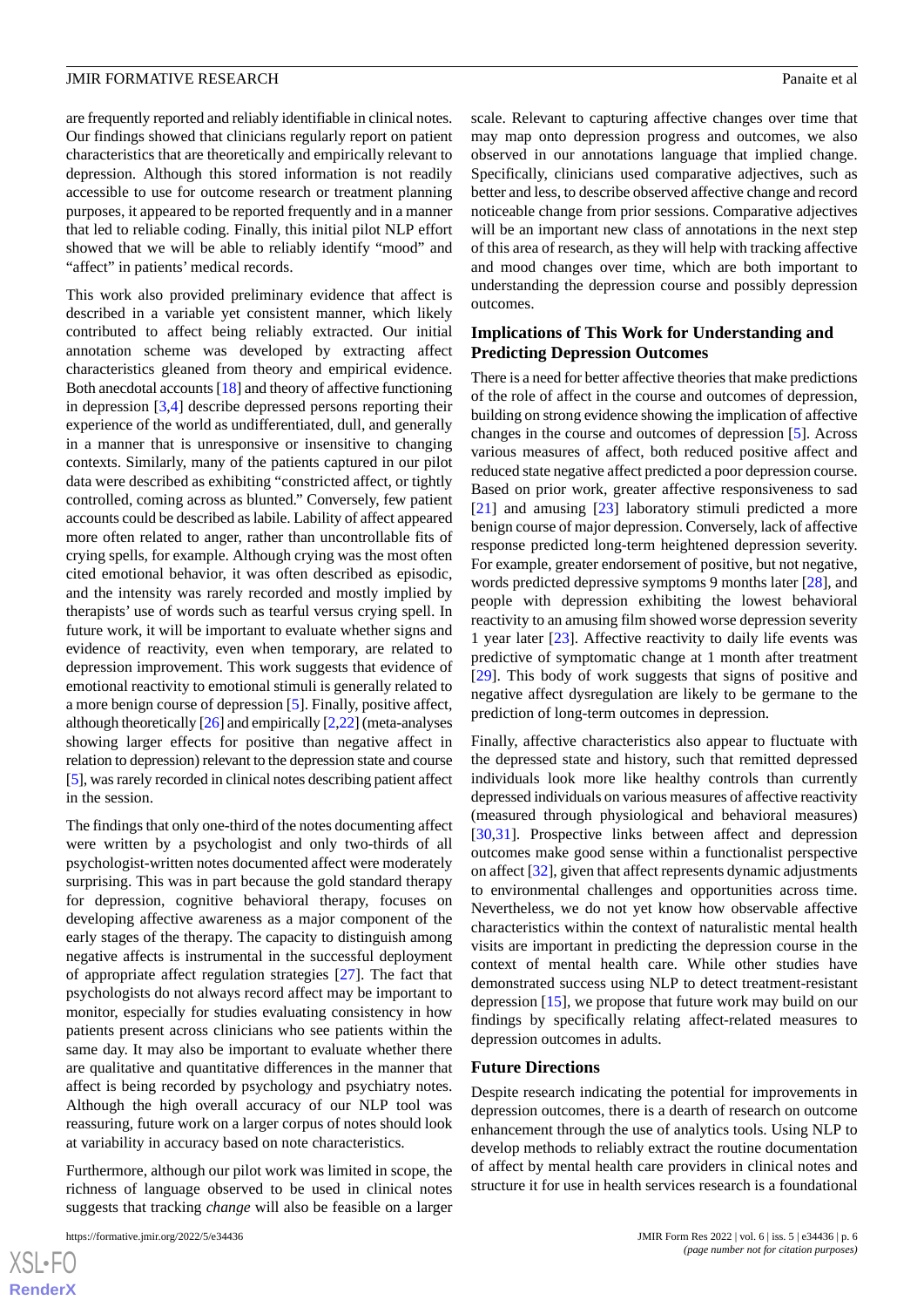are frequently reported and reliably identifiable in clinical notes. Our findings showed that clinicians regularly report on patient characteristics that are theoretically and empirically relevant to depression. Although this stored information is not readily accessible to use for outcome research or treatment planning purposes, it appeared to be reported frequently and in a manner that led to reliable coding. Finally, this initial pilot NLP effort showed that we will be able to reliably identify "mood" and "affect" in patients' medical records.

This work also provided preliminary evidence that affect is described in a variable yet consistent manner, which likely contributed to affect being reliably extracted. Our initial annotation scheme was developed by extracting affect characteristics gleaned from theory and empirical evidence. Both anecdotal accounts [18] and theory of affective functioning in depression [3,4] describe depressed persons reporting their experience of the world as undifferentiated, dull, and generally in a manner that is unresponsive or insensitive to changing contexts. Similarly, many of the patients captured in our pilot data were described as exhibiting "constricted affect, or tightly controlled, coming across as blunted." Conversely, few patient accounts could be described as labile. Lability of affect appeared more often related to anger, rather than uncontrollable fits of crying spells, for example. Although crying was the most often cited emotional behavior, it was often described as episodic, and the intensity was rarely recorded and mostly implied by therapists' use of words such as tearful versus crying spell. In future work, it will be important to evaluate whether signs and evidence of reactivity, even when temporary, are related to depression improvement. This work suggests that evidence of emotional reactivity to emotional stimuli is generally related to a more benign course of depression [5]. Finally, positive affect, although theoretically [26] and empirically [2,22] (meta-analyses showing larger effects for positive than negative affect in relation to depression) relevant to the depression state and course [5], was rarely recorded in clinical notes describing patient affect in the session.

The findings that only one-third of the notes documenting affect were written by a psychologist and only two-thirds of all psychologist-written notes documented affect were moderately surprising. This was in part because the gold standard therapy for depression, cognitive behavioral therapy, focuses on developing affective awareness as a major component of the early stages of the therapy. The capacity to distinguish among negative affects is instrumental in the successful deployment of appropriate affect regulation strategies [27]. The fact that psychologists do not always record affect may be important to monitor, especially for studies evaluating consistency in how patients present across clinicians who see patients within the same day. It may also be important to evaluate whether there are qualitative and quantitative differences in the manner that affect is being recorded by psychology and psychiatry notes. Although the high overall accuracy of our NLP tool was reassuring, future work on a larger corpus of notes should look at variability in accuracy based on note characteristics.

Furthermore, although our pilot work was limited in scope, the richness of language observed to be used in clinical notes suggests that tracking *change* will also be feasible on a larger scale. Relevant to capturing affective changes over time that may map onto depression progress and outcomes, we also observed in our annotations language that implied change. Specifically, clinicians used comparative adjectives, such as better and less, to describe observed affective change and record noticeable change from prior sessions. Comparative adjectives will be an important new class of annotations in the next step of this area of research, as they will help with tracking affective and mood changes over time, which are both important to understanding the depression course and possibly depression outcomes.

### Implications of This Work for Understanding and Predicting Depression Outcomes

There is a need for better affective theories that make predictions of the role of affect in the course and outcomes of depression, building on strong evidence showing the implication of affective changes in the course and outcomes of depression [5]. Across various measures of affect, both reduced positive affect and reduced state negative affect predicted a poor depression course. Based on prior work, greater affective responsiveness to sad [21] and amusing [23] laboratory stimuli predicted a more benign course of major depression. Conversely, lack of affective response predicted long-term heightened depression severity. For example, greater endorsement of positive, but not negative, words predicted depressive symptoms 9 months later [28], and people with depression exhibiting the lowest behavioral reactivity to an amusing film showed worse depression severity 1 year later [23]. Affective reactivity to daily life events was predictive of symptomatic change at 1 month after treatment [29]. This body of work suggests that signs of positive and negative affect dysregulation are likely to be germane to the prediction of long-term outcomes in depression.

Finally, affective characteristics also appear to fluctuate with the depressed state and history, such that remitted depressed individuals look more like healthy controls than currently depressed individuals on various measures of affective reactivity (measured through physiological and behavioral measures) [30,31]. Prospective links between affect and depression outcomes make good sense within a functionalist perspective on affect [32], given that affect represents dynamic adjustments to environmental challenges and opportunities across time. Nevertheless, we do not yet know how observable affective characteristics within the context of naturalistic mental health visits are important in predicting the depression course in the context of mental health care. While other studies have demonstrated success using NLP to detect treatment-resistant depression [15], we propose that future work may build on our findings by specifically relating affect-related measures to depression outcomes in adults.

### Future Directions

Despite research indicating the potential for improvements in depression outcomes, there is a dearth of research on outcome enhancement through the use of analytics tools. Using NLP to develop methods to reliably extract the routine documentation of affect by mental health care providers in clinical notes and structure it for use in health services research is a foundational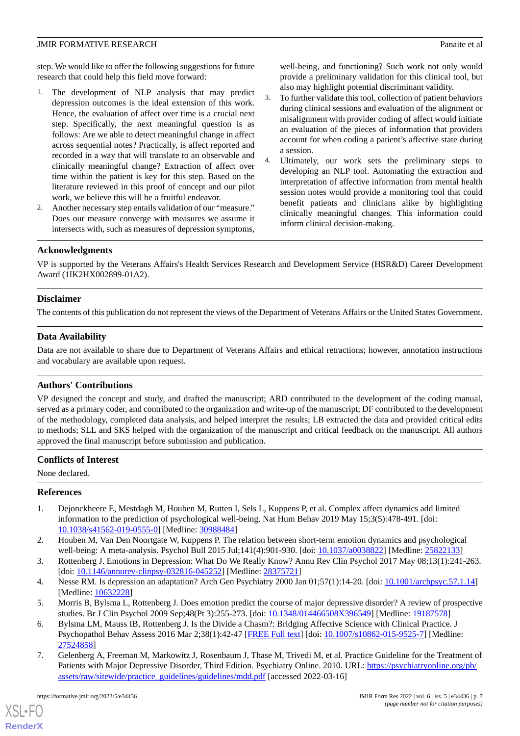step. We would like to offer the following suggestions for future research that could help this field move forward:

1. The development of NLP analysis that may predict depression outcomes is the ideal extension of this work. Hence, the evaluation of affect over time is a crucial next step. Specifically, the next meaningful question is as follows: Are we able to detect meaningful change in affect across sequential notes? Practically, is affect reported and recorded in a way that will translate to an observable and clinically meaningful change? Extraction of affect over time within the patient is key for this step. Based on the literature reviewed in this proof of concept and our pilot work, we believe this will be a fruitful endeavor.
2. Another necessary step entails validation of our "measure." Does our measure converge with measures we assume it intersects with, such as measures of depression symptoms, well-being, and functioning? Such work not only would provide a preliminary validation for this clinical tool, but also may highlight potential discriminant validity.
3. To further validate this tool, collection of patient behaviors during clinical sessions and evaluation of the alignment or misalignment with provider coding of affect would initiate an evaluation of the pieces of information that providers account for when coding a patient's affective state during a session.
4. Ultimately, our work sets the preliminary steps to developing an NLP tool. Automating the extraction and interpretation of affective information from mental health session notes would provide a monitoring tool that could benefit patients and clinicians alike by highlighting clinically meaningful changes. This information could inform clinical decision-making.

## Acknowledgments

VP is supported by the Veterans Affairs's Health Services Research and Development Service (HSR&D) Career Development Award (1IK2HX002899-01A2).

## Disclaimer

The contents of this publication do not represent the views of the Department of Veterans Affairs or the United States Government.

## Data Availability

Data are not available to share due to Department of Veterans Affairs and ethical retractions; however, annotation instructions and vocabulary are available upon request.

## Authors' Contributions

VP designed the concept and study, and drafted the manuscript; ARD contributed to the development of the coding manual, served as a primary coder, and contributed to the organization and write-up of the manuscript; DF contributed to the development of the methodology, completed data analysis, and helped interpret the results; LB extracted the data and provided critical edits to methods; SLL and SKS helped with the organization of the manuscript and critical feedback on the manuscript. All authors approved the final manuscript before submission and publication.

## Conflicts of Interest

None declared.

## References

1. Dejonckheere E, Mestdagh M, Houben M, Rutten I, Sels L, Kuppens P, et al. Complex affect dynamics add limited information to the prediction of psychological well-being. Nat Hum Behav 2019 May 15;3(5):478-491. [doi: 10.1038/s41562-019-0555-0] [Medline: 30988484]
2. Houben M, Van Den Noortgate W, Kuppens P. The relation between short-term emotion dynamics and psychological well-being: A meta-analysis. Psychol Bull 2015 Jul;141(4):901-930. [doi: 10.1037/a0038822] [Medline: 25822133]
3. Rottenberg J. Emotions in Depression: What Do We Really Know? Annu Rev Clin Psychol 2017 May 08;13(1):241-263. [doi: 10.1146/annurev-clinpsy-032816-045252] [Medline: 28375721]
4. Nesse RM. Is depression an adaptation? Arch Gen Psychiatry 2000 Jan 01;57(1):14-20. [doi: 10.1001/archpsyc.57.1.14] [Medline: 10632228]
5. Morris B, Bylsma L, Rottenberg J. Does emotion predict the course of major depressive disorder? A review of prospective studies. Br J Clin Psychol 2009 Sep;48(Pt 3):255-273. [doi: 10.1348/014466508X396549] [Medline: 19187578]
6. Bylsma LM, Mauss IB, Rottenberg J. Is the Divide a Chasm?: Bridging Affective Science with Clinical Practice. J Psychopathol Behav Assess 2016 Mar 2;38(1):42-47 [FREE Full text] [doi: 10.1007/s10862-015-9525-7] [Medline: 27524858]
7. Gelenberg A, Freeman M, Markowitz J, Rosenbaum J, Thase M, Trivedi M, et al. Practice Guideline for the Treatment of Patients with Major Depressive Disorder, Third Edition. Psychiatry Online. 2010. URL: https://psychiatryonline.org/pb/assets/raw/sitewide/practice_guidelines/guidelines/mdd.pdf [accessed 2022-03-16]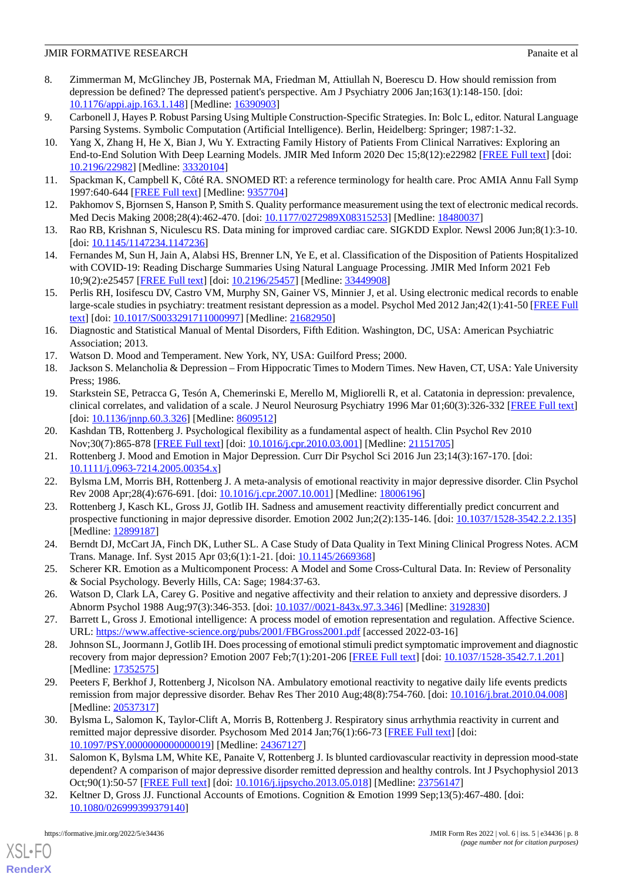8. Zimmerman M, McGlinchey JB, Posternak MA, Friedman M, Attiullah N, Boerescu D. How should remission from depression be defined? The depressed patient's perspective. Am J Psychiatry 2006 Jan;163(1):148-150. [doi: 10.1176/appi.ajp.163.1.148] [Medline: 16390903]
9. Carbonell J, Hayes P. Robust Parsing Using Multiple Construction-Specific Strategies. In: Bolc L, editor. Natural Language Parsing Systems. Symbolic Computation (Artificial Intelligence). Berlin, Heidelberg: Springer; 1987:1-32.
10. Yang X, Zhang H, He X, Bian J, Wu Y. Extracting Family History of Patients From Clinical Narratives: Exploring an End-to-End Solution With Deep Learning Models. JMIR Med Inform 2020 Dec 15;8(12):e22982 [FREE Full text] [doi: 10.2196/22982] [Medline: 33320104]
11. Spackman K, Campbell K, Côté RA. SNOMED RT: a reference terminology for health care. Proc AMIA Annu Fall Symp 1997:640-644 [FREE Full text] [Medline: 9357704]
12. Pakhomov S, Bjornsen S, Hanson P, Smith S. Quality performance measurement using the text of electronic medical records. Med Decis Making 2008;28(4):462-470. [doi: 10.1177/0272989X08315253] [Medline: 18480037]
13. Rao RB, Krishnan S, Niculescu RS. Data mining for improved cardiac care. SIGKDD Explor. Newsl 2006 Jun;8(1):3-10. [doi: 10.1145/1147234.1147236]
14. Fernandes M, Sun H, Jain A, Alabsi HS, Brenner LN, Ye E, et al. Classification of the Disposition of Patients Hospitalized with COVID-19: Reading Discharge Summaries Using Natural Language Processing. JMIR Med Inform 2021 Feb 10;9(2):e25457 [FREE Full text] [doi: 10.2196/25457] [Medline: 33449908]
15. Perlis RH, Iosifescu DV, Castro VM, Murphy SN, Gainer VS, Minnier J, et al. Using electronic medical records to enable large-scale studies in psychiatry: treatment resistant depression as a model. Psychol Med 2012 Jan;42(1):41-50 [FREE Full text] [doi: 10.1017/S0033291711000997] [Medline: 21682950]
16. Diagnostic and Statistical Manual of Mental Disorders, Fifth Edition. Washington, DC, USA: American Psychiatric Association; 2013.
17. Watson D. Mood and Temperament. New York, NY, USA: Guilford Press; 2000.
18. Jackson S. Melancholia & Depression – From Hippocratic Times to Modern Times. New Haven, CT, USA: Yale University Press; 1986.
19. Starkstein SE, Petracca G, Tesón A, Chemerinski E, Merello M, Migliorelli R, et al. Catatonia in depression: prevalence, clinical correlates, and validation of a scale. J Neurol Neurosurg Psychiatry 1996 Mar 01;60(3):326-332 [FREE Full text] [doi: 10.1136/jnnp.60.3.326] [Medline: 8609512]
20. Kashdan TB, Rottenberg J. Psychological flexibility as a fundamental aspect of health. Clin Psychol Rev 2010 Nov;30(7):865-878 [FREE Full text] [doi: 10.1016/j.cpr.2010.03.001] [Medline: 21151705]
21. Rottenberg J. Mood and Emotion in Major Depression. Curr Dir Psychol Sci 2016 Jun 23;14(3):167-170. [doi: 10.1111/j.0963-7214.2005.00354.x]
22. Bylsma LM, Morris BH, Rottenberg J. A meta-analysis of emotional reactivity in major depressive disorder. Clin Psychol Rev 2008 Apr;28(4):676-691. [doi: 10.1016/j.cpr.2007.10.001] [Medline: 18006196]
23. Rottenberg J, Kasch KL, Gross JJ, Gotlib IH. Sadness and amusement reactivity differentially predict concurrent and prospective functioning in major depressive disorder. Emotion 2002 Jun;2(2):135-146. [doi: 10.1037/1528-3542.2.2.135] [Medline: 12899187]
24. Berndt DJ, McCart JA, Finch DK, Luther SL. A Case Study of Data Quality in Text Mining Clinical Progress Notes. ACM Trans. Manage. Inf. Syst 2015 Apr 03;6(1):1-21. [doi: 10.1145/2669368]
25. Scherer KR. Emotion as a Multicomponent Process: A Model and Some Cross-Cultural Data. In: Review of Personality & Social Psychology. Beverly Hills, CA: Sage; 1984:37-63.
26. Watson D, Clark LA, Carey G. Positive and negative affectivity and their relation to anxiety and depressive disorders. J Abnorm Psychol 1988 Aug;97(3):346-353. [doi: 10.1037//0021-843x.97.3.346] [Medline: 3192830]
27. Barrett L, Gross J. Emotional intelligence: A process model of emotion representation and regulation. Affective Science. URL: https://www.affective-science.org/pubs/2001/FBGross2001.pdf [accessed 2022-03-16]
28. Johnson SL, Joormann J, Gotlib IH. Does processing of emotional stimuli predict symptomatic improvement and diagnostic recovery from major depression? Emotion 2007 Feb;7(1):201-206 [FREE Full text] [doi: 10.1037/1528-3542.7.1.201] [Medline: 17352575]
29. Peeters F, Berkhof J, Rottenberg J, Nicolson NA. Ambulatory emotional reactivity to negative daily life events predicts remission from major depressive disorder. Behav Res Ther 2010 Aug;48(8):754-760. [doi: 10.1016/j.brat.2010.04.008] [Medline: 20537317]
30. Bylsma L, Salomon K, Taylor-Clift A, Morris B, Rottenberg J. Respiratory sinus arrhythmia reactivity in current and remitted major depressive disorder. Psychosom Med 2014 Jan;76(1):66-73 [FREE Full text] [doi: 10.1097/PSY.0000000000000019] [Medline: 24367127]
31. Salomon K, Bylsma LM, White KE, Panaite V, Rottenberg J. Is blunted cardiovascular reactivity in depression mood-state dependent? A comparison of major depressive disorder remitted depression and healthy controls. Int J Psychophysiol 2013 Oct;90(1):50-57 [FREE Full text] [doi: 10.1016/j.ijpsycho.2013.05.018] [Medline: 23756147]
32. Keltner D, Gross JJ. Functional Accounts of Emotions. Cognition & Emotion 1999 Sep;13(5):467-480. [doi: 10.1080/026999399379140]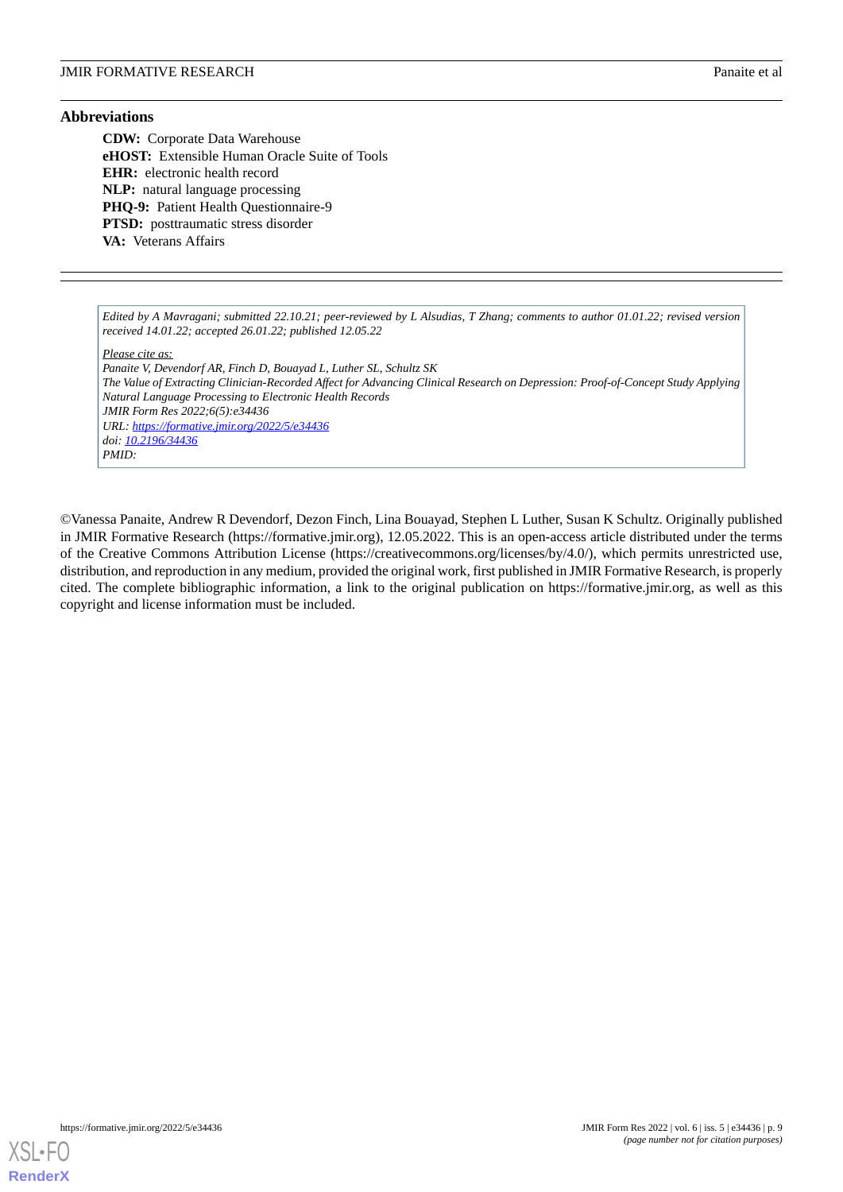## Abbreviations

**CDW:** Corporate Data Warehouse
**eHOST:** Extensible Human Oracle Suite of Tools
**EHR:** electronic health record
**NLP:** natural language processing
**PHQ-9:** Patient Health Questionnaire-9
**PTSD:** posttraumatic stress disorder
**VA:** Veterans Affairs

*Edited by A Mavragani; submitted 22.10.21; peer-reviewed by L Alsudias, T Zhang; comments to author 01.01.22; revised version received 14.01.22; accepted 26.01.22; published 12.05.22*

*Please cite as:*
*Panaite V, Devendorf AR, Finch D, Bouayad L, Luther SL, Schultz SK*
*The Value of Extracting Clinician-Recorded Affect for Advancing Clinical Research on Depression: Proof-of-Concept Study Applying Natural Language Processing to Electronic Health Records*
*JMIR Form Res 2022;6(5):e34436*
*URL: https://formative.jmir.org/2022/5/e34436*
*doi: 10.2196/34436*
*PMID:*

©Vanessa Panaite, Andrew R Devendorf, Dezon Finch, Lina Bouayad, Stephen L Luther, Susan K Schultz. Originally published in JMIR Formative Research (https://formative.jmir.org), 12.05.2022. This is an open-access article distributed under the terms of the Creative Commons Attribution License (https://creativecommons.org/licenses/by/4.0/), which permits unrestricted use, distribution, and reproduction in any medium, provided the original work, first published in JMIR Formative Research, is properly cited. The complete bibliographic information, a link to the original publication on https://formative.jmir.org, as well as this copyright and license information must be included.